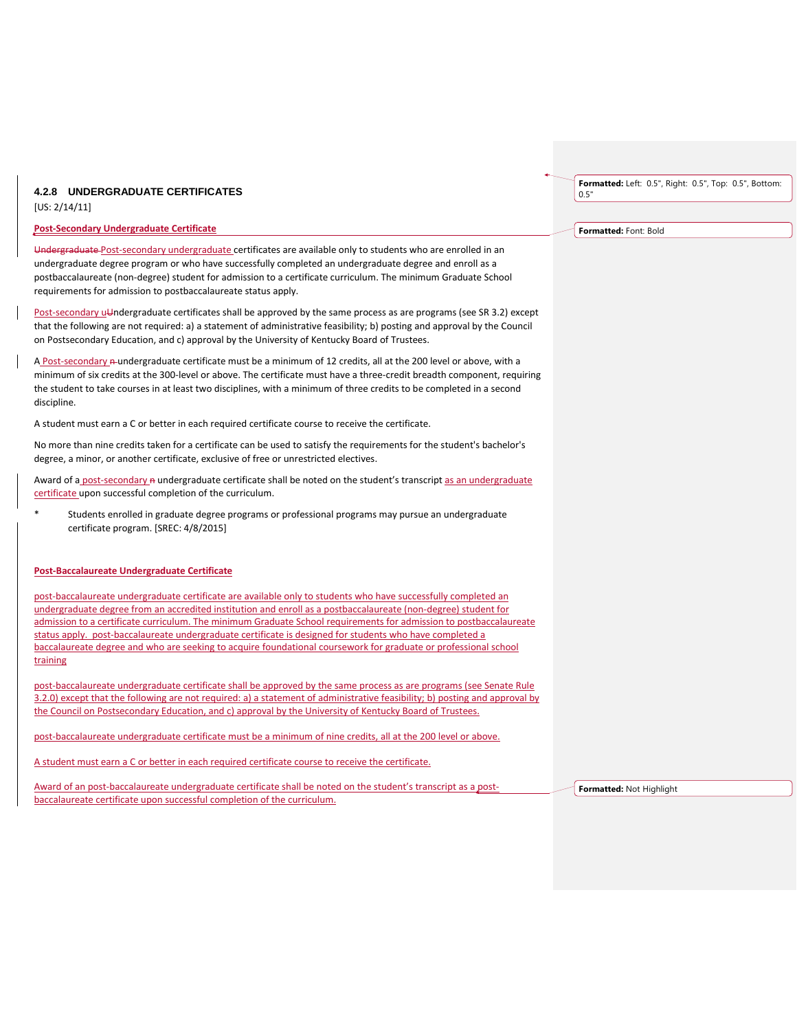### 4.2.8 UNDERGRADUATE CERTIFICATES

[US: 2/14/11]

**Post-Secondary Undergraduate Certificate**

Undergraduate Post-secondary undergraduate certificates are available only to students who are enrolled in an undergraduate degree program or who have successfully completed an undergraduate degree and enroll as a postbaccalaureate (non-degree) student for admission to a certificate curriculum. The minimum Graduate School requirements for admission to postbaccalaureate status apply.

Post-secondary uUndergraduate certificates shall be approved by the same process as are programs (see SR 3.2) except that the following are not required: a) a statement of administrative feasibility; b) posting and approval by the Council on Postsecondary Education, and c) approval by the University of Kentucky Board of Trustees.

A Post-secondary n undergraduate certificate must be a minimum of 12 credits, all at the 200 level or above, with a minimum of six credits at the 300-level or above. The certificate must have a three-credit breadth component, requiring the student to take courses in at least two disciplines, with a minimum of three credits to be completed in a second discipline.

A student must earn a C or better in each required certificate course to receive the certificate.

No more than nine credits taken for a certificate can be used to satisfy the requirements for the student's bachelor's degree, a minor, or another certificate, exclusive of free or unrestricted electives.

Award of a post-secondary n undergraduate certificate shall be noted on the student's transcript as an undergraduate certificate upon successful completion of the curriculum.

* Students enrolled in graduate degree programs or professional programs may pursue an undergraduate certificate program. [SREC: 4/8/2015]

**Post-Baccalaureate Undergraduate Certificate**

post-baccalaureate undergraduate certificate are available only to students who have successfully completed an undergraduate degree from an accredited institution and enroll as a postbaccalaureate (non-degree) student for admission to a certificate curriculum. The minimum Graduate School requirements for admission to postbaccalaureate status apply. post-baccalaureate undergraduate certificate is designed for students who have completed a baccalaureate degree and who are seeking to acquire foundational coursework for graduate or professional school training

post-baccalaureate undergraduate certificate shall be approved by the same process as are programs (see Senate Rule 3.2.0) except that the following are not required: a) a statement of administrative feasibility; b) posting and approval by the Council on Postsecondary Education, and c) approval by the University of Kentucky Board of Trustees.

post-baccalaureate undergraduate certificate must be a minimum of nine credits, all at the 200 level or above.

A student must earn a C or better in each required certificate course to receive the certificate.

Award of an post-baccalaureate undergraduate certificate shall be noted on the student's transcript as a post-baccalaureate certificate upon successful completion of the curriculum.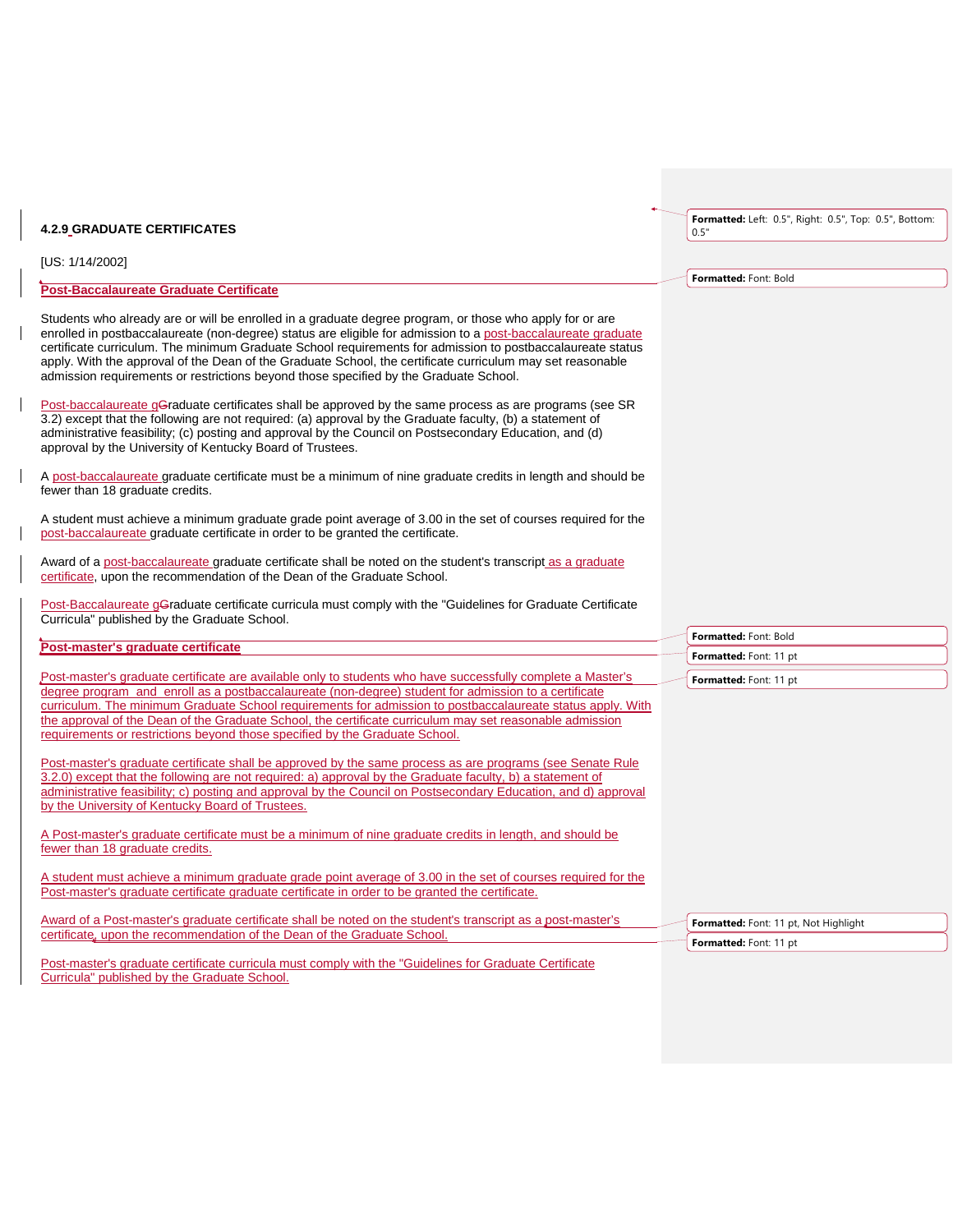**4.2.9 GRADUATE CERTIFICATES**

[US: 1/14/2002]

**Post-Baccalaureate Graduate Certificate**

Students who already are or will be enrolled in a graduate degree program, or those who apply for or are enrolled in postbaccalaureate (non-degree) status are eligible for admission to a post-baccalaureate graduate certificate curriculum. The minimum Graduate School requirements for admission to postbaccalaureate status apply. With the approval of the Dean of the Graduate School, the certificate curriculum may set reasonable admission requirements or restrictions beyond those specified by the Graduate School.

Post-baccalaureate gGraduate certificates shall be approved by the same process as are programs (see SR 3.2) except that the following are not required: (a) approval by the Graduate faculty, (b) a statement of administrative feasibility; (c) posting and approval by the Council on Postsecondary Education, and (d) approval by the University of Kentucky Board of Trustees.

A post-baccalaureate graduate certificate must be a minimum of nine graduate credits in length and should be fewer than 18 graduate credits.

A student must achieve a minimum graduate grade point average of 3.00 in the set of courses required for the post-baccalaureate graduate certificate in order to be granted the certificate.

Award of a post-baccalaureate graduate certificate shall be noted on the student's transcript as a graduate certificate, upon the recommendation of the Dean of the Graduate School.

Post-Baccalaureate gGraduate certificate curricula must comply with the "Guidelines for Graduate Certificate Curricula" published by the Graduate School.

**Post-master's graduate certificate**

Post-master's graduate certificate are available only to students who have successfully complete a Master's degree program and enroll as a postbaccalaureate (non-degree) student for admission to a certificate curriculum. The minimum Graduate School requirements for admission to postbaccalaureate status apply. With the approval of the Dean of the Graduate School, the certificate curriculum may set reasonable admission requirements or restrictions beyond those specified by the Graduate School.

Post-master's graduate certificate shall be approved by the same process as are programs (see Senate Rule 3.2.0) except that the following are not required: a) approval by the Graduate faculty, b) a statement of administrative feasibility; c) posting and approval by the Council on Postsecondary Education, and d) approval by the University of Kentucky Board of Trustees.

A Post-master's graduate certificate must be a minimum of nine graduate credits in length, and should be fewer than 18 graduate credits.

A student must achieve a minimum graduate grade point average of 3.00 in the set of courses required for the Post-master's graduate certificate graduate certificate in order to be granted the certificate.

Award of a Post-master's graduate certificate shall be noted on the student's transcript as a post-master's certificate, upon the recommendation of the Dean of the Graduate School.

Post-master's graduate certificate curricula must comply with the "Guidelines for Graduate Certificate Curricula" published by the Graduate School.